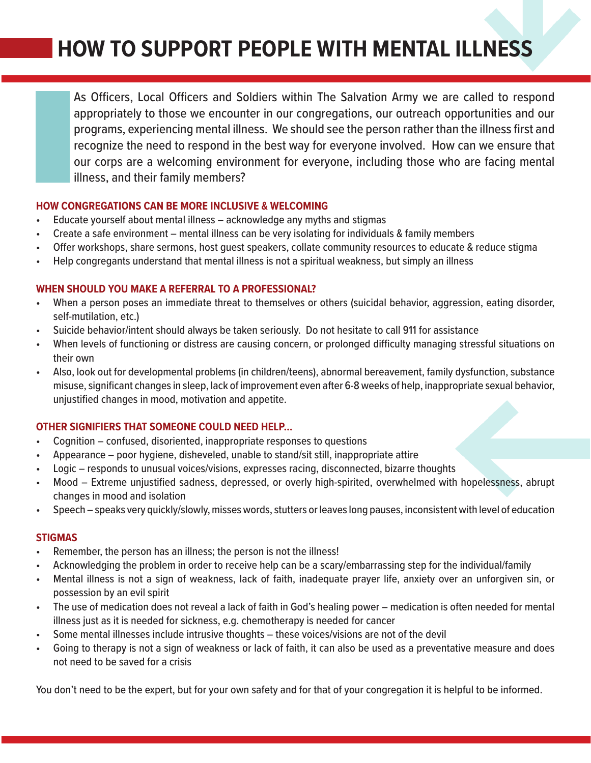# HOW TO SUPPORT PEOPLE WITH MENTAL ILLNESS

As Officers, Local Officers and Soldiers within The Salvation Army we are called to respond appropriately to those we encounter in our congregations, our outreach opportunities and our programs, experiencing mental illness. We should see the person rather than the illness first and recognize the need to respond in the best way for everyone involved. How can we ensure that our corps are a welcoming environment for everyone, including those who are facing mental illness, and their family members?

## HOW CONGREGATIONS CAN BE MORE INCLUSIVE & WELCOMING

- Educate yourself about mental illness – acknowledge any myths and stigmas
- Create a safe environment – mental illness can be very isolating for individuals & family members
- Offer workshops, share sermons, host guest speakers, collate community resources to educate & reduce stigma
- Help congregants understand that mental illness is not a spiritual weakness, but simply an illness

## WHEN SHOULD YOU MAKE A REFERRAL TO A PROFESSIONAL?

- When a person poses an immediate threat to themselves or others (suicidal behavior, aggression, eating disorder, self-mutilation, etc.)
- Suicide behavior/intent should always be taken seriously. Do not hesitate to call 911 for assistance
- When levels of functioning or distress are causing concern, or prolonged difficulty managing stressful situations on their own
- Also, look out for developmental problems (in children/teens), abnormal bereavement, family dysfunction, substance misuse, significant changes in sleep, lack of improvement even after 6-8 weeks of help, inappropriate sexual behavior, unjustified changes in mood, motivation and appetite.

## OTHER SIGNIFIERS THAT SOMEONE COULD NEED HELP...

- Cognition – confused, disoriented, inappropriate responses to questions
- Appearance – poor hygiene, disheveled, unable to stand/sit still, inappropriate attire
- Logic – responds to unusual voices/visions, expresses racing, disconnected, bizarre thoughts
- Mood – Extreme unjustified sadness, depressed, or overly high-spirited, overwhelmed with hopelessness, abrupt changes in mood and isolation
- Speech – speaks very quickly/slowly, misses words, stutters or leaves long pauses, inconsistent with level of education

## STIGMAS

- Remember, the person has an illness; the person is not the illness!
- Acknowledging the problem in order to receive help can be a scary/embarrassing step for the individual/family
- Mental illness is not a sign of weakness, lack of faith, inadequate prayer life, anxiety over an unforgiven sin, or possession by an evil spirit
- The use of medication does not reveal a lack of faith in God's healing power – medication is often needed for mental illness just as it is needed for sickness, e.g. chemotherapy is needed for cancer
- Some mental illnesses include intrusive thoughts – these voices/visions are not of the devil
- Going to therapy is not a sign of weakness or lack of faith, it can also be used as a preventative measure and does not need to be saved for a crisis

You don't need to be the expert, but for your own safety and for that of your congregation it is helpful to be informed.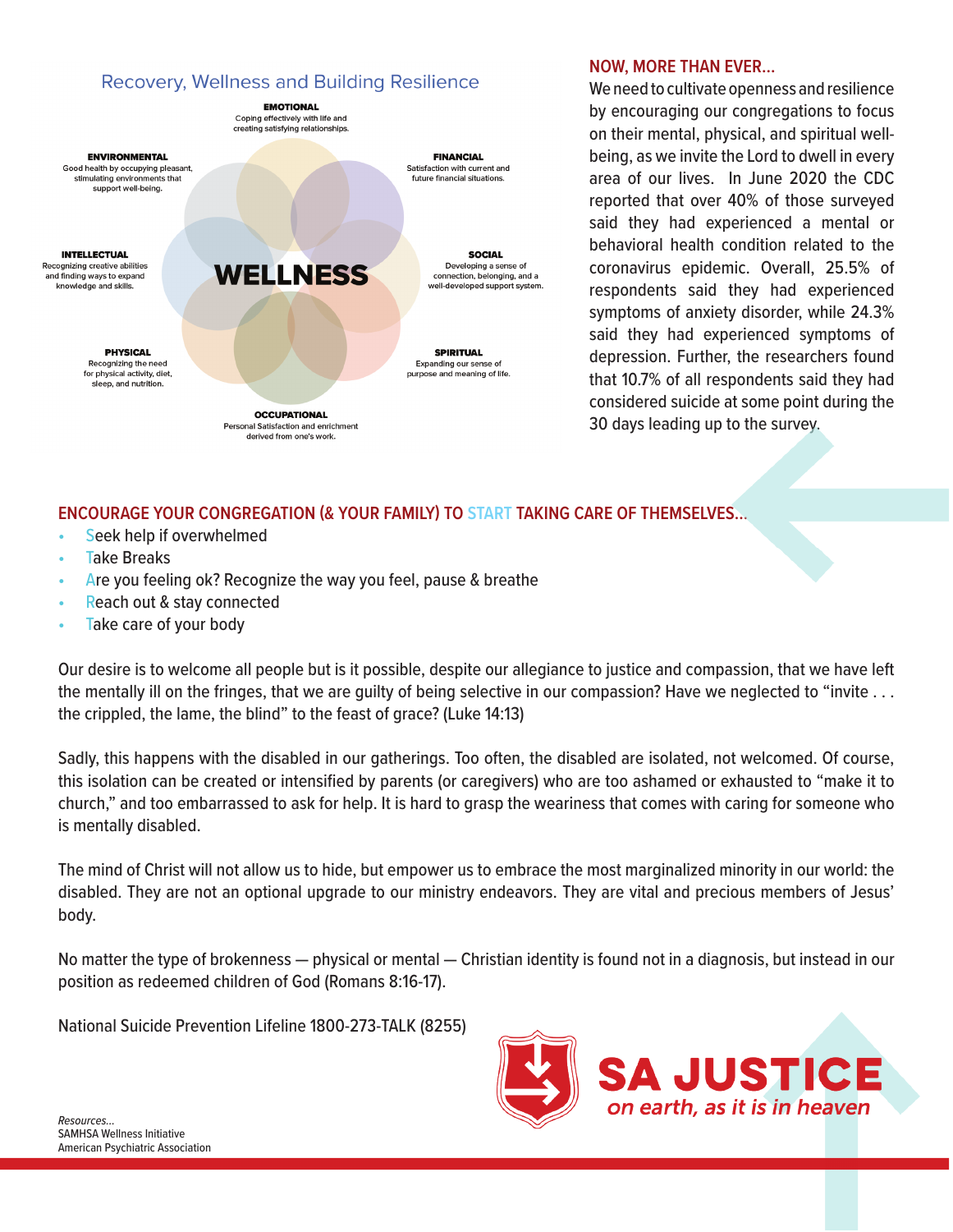## Recovery, Wellness and Building Resilience

WELLNESS

**EMOTIONAL**
Coping effectively with life and creating satisfying relationships.

**FINANCIAL**
Satisfaction with current and future financial situations.

**SOCIAL**
Developing a sense of connection, belonging, and a well-developed support system.

**SPIRITUAL**
Expanding our sense of purpose and meaning of life.

**OCCUPATIONAL**
Personal Satisfaction and enrichment derived from one's work.

**PHYSICAL**
Recognizing the need for physical activity, diet, sleep, and nutrition.

**INTELLECTUAL**
Recognizing creative abilities and finding ways to expand knowledge and skills.

**ENVIRONMENTAL**
Good health by occupying pleasant, stimulating environments that support well-being.

## NOW, MORE THAN EVER...

We need to cultivate openness and resilience by encouraging our congregations to focus on their mental, physical, and spiritual well-being, as we invite the Lord to dwell in every area of our lives. In June 2020 the CDC reported that over 40% of those surveyed said they had experienced a mental or behavioral health condition related to the coronavirus epidemic. Overall, 25.5% of respondents said they had experienced symptoms of anxiety disorder, while 24.3% said they had experienced symptoms of depression. Further, the researchers found that 10.7% of all respondents said they had considered suicide at some point during the 30 days leading up to the survey.

## ENCOURAGE YOUR CONGREGATION (& YOUR FAMILY) TO START TAKING CARE OF THEMSELVES...

- Seek help if overwhelmed
- Take Breaks
- Are you feeling ok? Recognize the way you feel, pause & breathe
- Reach out & stay connected
- Take care of your body

Our desire is to welcome all people but is it possible, despite our allegiance to justice and compassion, that we have left the mentally ill on the fringes, that we are guilty of being selective in our compassion? Have we neglected to "invite . . . the crippled, the lame, the blind" to the feast of grace? (Luke 14:13)

Sadly, this happens with the disabled in our gatherings. Too often, the disabled are isolated, not welcomed. Of course, this isolation can be created or intensified by parents (or caregivers) who are too ashamed or exhausted to "make it to church," and too embarrassed to ask for help. It is hard to grasp the weariness that comes with caring for someone who is mentally disabled.

The mind of Christ will not allow us to hide, but empower us to embrace the most marginalized minority in our world: the disabled. They are not an optional upgrade to our ministry endeavors. They are vital and precious members of Jesus' body.

No matter the type of brokenness — physical or mental — Christian identity is found not in a diagnosis, but instead in our position as redeemed children of God (Romans 8:16-17).

National Suicide Prevention Lifeline 1800-273-TALK (8255)

**SA JUSTICE**
*on earth, as it is in heaven*

*Resources...*
SAMHSA Wellness Initiative
American Psychiatric Association